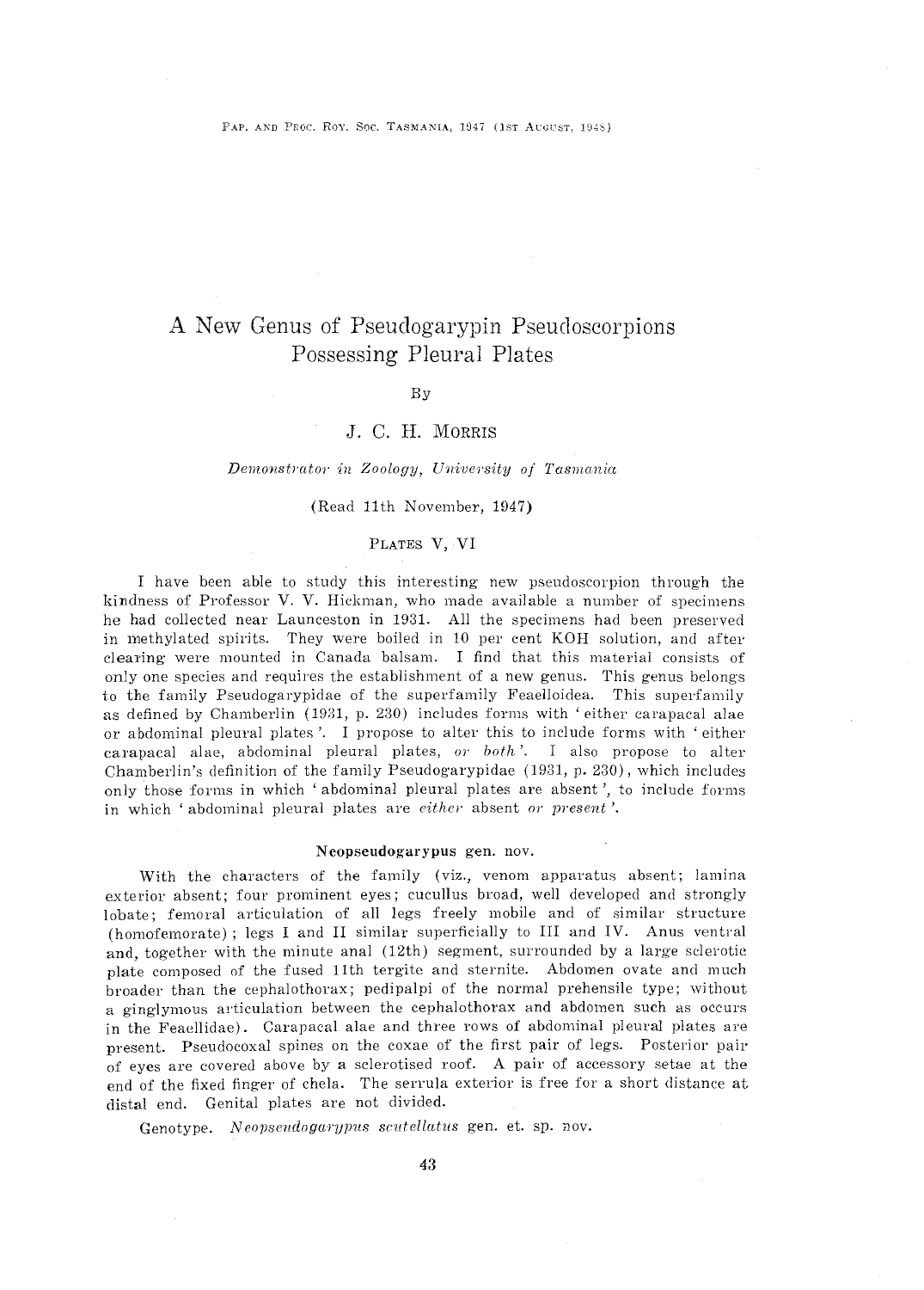# A New Genus of Pseudogarypin Pseudoscorpions Possessing Pleural Plates

By

J. C. H. MORRIS

*Demonstrator in Zoology, University of Tasmania*

(Read 11th November, 1947)

PLATES V, VI

I have been able to study this interesting new pseudoscorpion through the kindness of Professor V. V. Hickman, who made available a number of specimens he had collected near Launceston in 1931. All the specimens had been preserved in methylated spirits. They were boiled in 10 per cent KOH solution, and after clearing were mounted in Canada balsam. I find that this material consists of only one species and requires the establishment of a new genus. This genus belongs to the family Pseudogarypidae of the superfamily Feaelloidea. This superfamily as defined by Chamberlin (1931, p. 230) includes forms with 'either carapacal alae or abdominal pleural plates'. I propose to alter this to include forms with 'either carapacal alae, abdominal pleural plates, *or both*'. I also propose to alter Chamberlin's definition of the family Pseudogarypidae (1931, p. 230), which includes only those forms in which 'abdominal pleural plates are absent', to include forms in which 'abdominal pleural plates are *either* absent *or present*'.

### Neopseudogarypus gen. nov.

With the characters of the family (viz., venom apparatus absent; lamina exterior absent; four prominent eyes; cucullus broad, well developed and strongly lobate; femoral articulation of all legs freely mobile and of similar structure (homofemorate); legs I and II similar superficially to III and IV. Anus ventral and, together with the minute anal (12th) segment, surrounded by a large sclerotic plate composed of the fused 11th tergite and sternite. Abdomen ovate and much broader than the cephalothorax; pedipalpi of the normal prehensile type; without a ginglymous articulation between the cephalothorax and abdomen such as occurs in the Feaellidae). Carapacal alae and three rows of abdominal pleural plates are present. Pseudocoxal spines on the coxae of the first pair of legs. Posterior pair of eyes are covered above by a sclerotised roof. A pair of accessory setae at the end of the fixed finger of chela. The serrula exterior is free for a short distance at distal end. Genital plates are not divided.

Genotype. *Neopseudogarypus scutellatus* gen. et. sp. nov.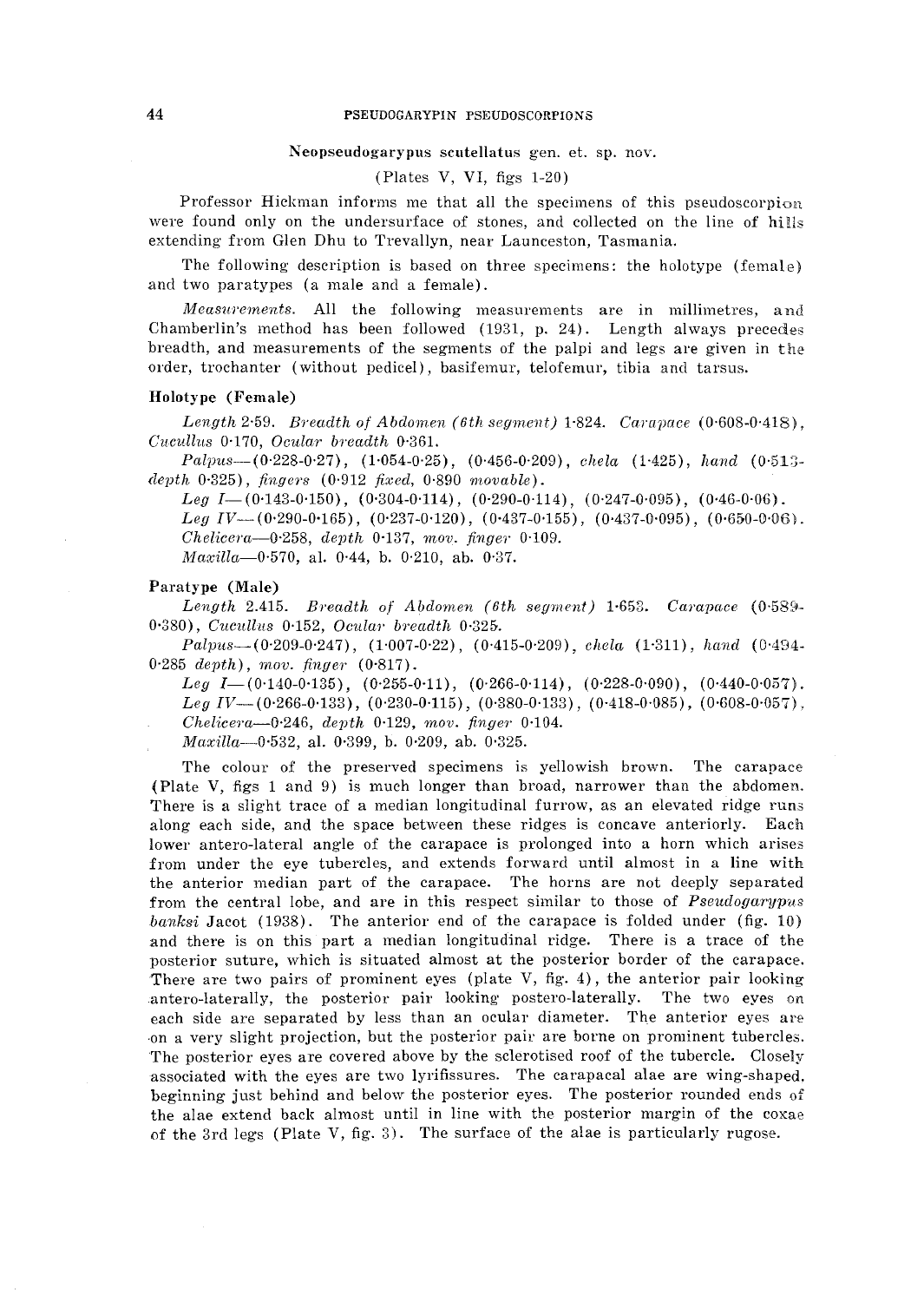### Neopseudogarypus scutellatus gen. et. sp. nov.

(Plates V, VI, figs 1-20)

Professor Hickman informs me that all the specimens of this pseudoscorpion were found only on the undersurface of stones, and collected on the line of hills extending from Glen Dhu to Trevallyn, near Launceston, Tasmania.

The following description is based on three specimens: the holotype (female) and two paratypes (a male and a female).

*Measurements.* All the following measurements are in millimetres, and Chamberlin's method has been followed (1931, p. 24). Length always precedes breadth, and measurements of the segments of the palpi and legs are given in the order, trochanter (without pedicel), basifemur, telofemur, tibia and tarsus.

#### Holotype (Female)

*Length* 2·59. *Breadth of Abdomen (6th segment)* 1·824. *Carapace* (0·608-0·418), *Cucullus* 0·170, *Ocular breadth* 0·361.

*Palpus*—(0·228-0·27), (1·054-0·25), (0·456-0·209), *chela* (1·425), *hand* (0·513-*depth* 0·325), *fingers* (0·912 *fixed*, 0·890 *movable*).

*Leg I*—(0·143-0·150), (0·304-0·114), (0·290-0·114), (0·247-0·095), (0·46-0·06).

*Leg IV*—(0·290-0·165), (0·237-0·120), (0·437-0·155), (0·437-0·095), (0·650-0·06).

*Chelicera*—0·258, *depth* 0·137, *mov. finger* 0·109.

*Maxilla*—0·570, al. 0·44, b. 0·210, ab. 0·37.

#### Paratype (Male)

*Length* 2.415. *Breadth of Abdomen (6th segment)* 1·653. *Carapace* (0·589-0·380), *Cucullus* 0·152, *Ocular breadth* 0·325.

*Palpus*—(0·209-0·247), (1·007-0·22), (0·415-0·209), *chela* (1·311), *hand* (0·494-0·285 *depth*), *mov. finger* (0·817).

*Leg I*—(0·140-0·135), (0·255-0·11), (0·266-0·114), (0·228-0·090), (0·440-0·057).

*Leg IV*—(0·266-0·133), (0·230-0·115), (0·380-0·133), (0·418-0·085), (0·608-0·057).

*Chelicera*—0·246, *depth* 0·129, *mov. finger* 0·104.

*Maxilla*—0·532, al. 0·399, b. 0·209, ab. 0·325.

The colour of the preserved specimens is yellowish brown. The carapace (Plate V, figs 1 and 9) is much longer than broad, narrower than the abdomen. There is a slight trace of a median longitudinal furrow, as an elevated ridge runs along each side, and the space between these ridges is concave anteriorly. Each lower antero-lateral angle of the carapace is prolonged into a horn which arises from under the eye tubercles, and extends forward until almost in a line with the anterior median part of the carapace. The horns are not deeply separated from the central lobe, and are in this respect similar to those of *Pseudogarypus banksi* Jacot (1938). The anterior end of the carapace is folded under (fig. 10) and there is on this part a median longitudinal ridge. There is a trace of the posterior suture, which is situated almost at the posterior border of the carapace. There are two pairs of prominent eyes (plate V, fig. 4), the anterior pair looking antero-laterally, the posterior pair looking postero-laterally. The two eyes on each side are separated by less than an ocular diameter. The anterior eyes are on a very slight projection, but the posterior pair are borne on prominent tubercles. The posterior eyes are covered above by the sclerotised roof of the tubercle. Closely associated with the eyes are two lyrifissures. The carapacal alae are wing-shaped, beginning just behind and below the posterior eyes. The posterior rounded ends of the alae extend back almost until in line with the posterior margin of the coxae of the 3rd legs (Plate V, fig. 3). The surface of the alae is particularly rugose.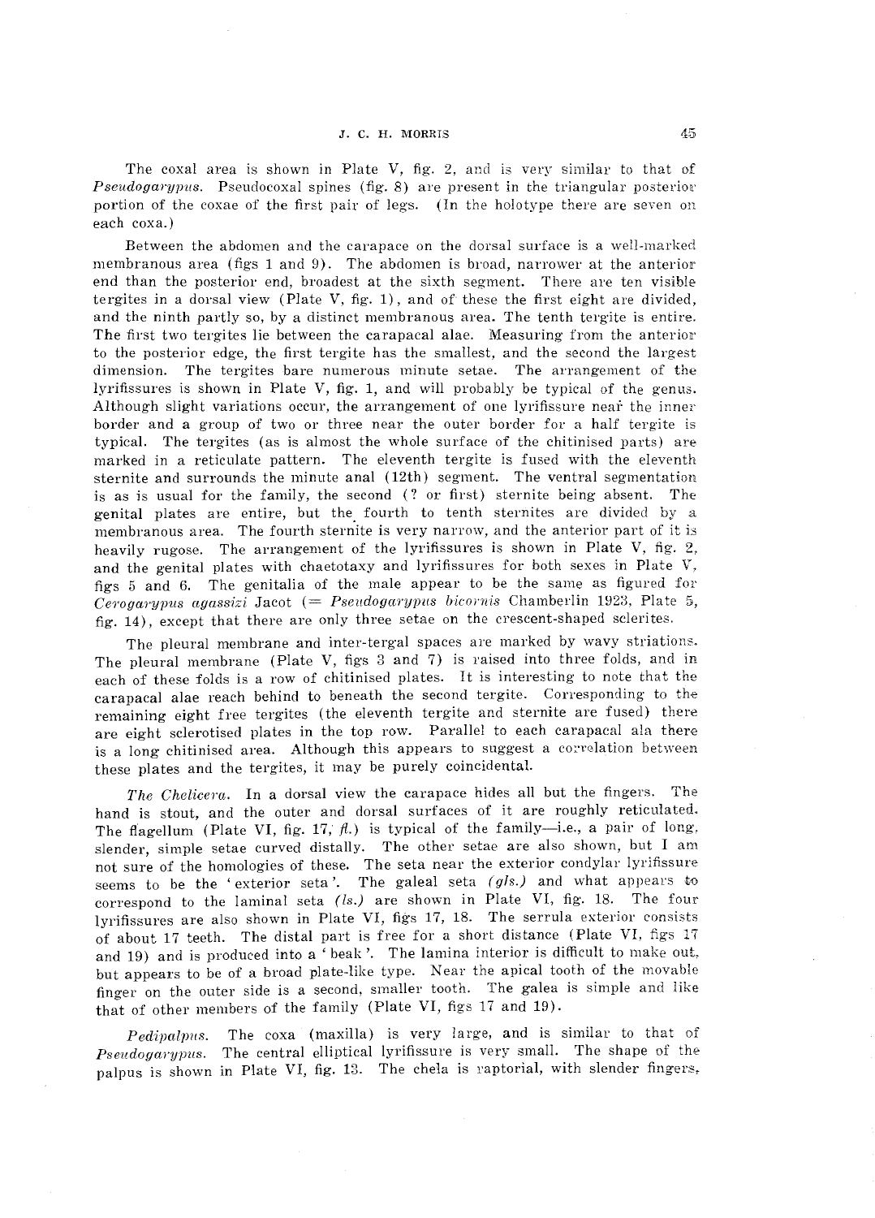The coxal area is shown in Plate V, fig. 2, and is very similar to that of *Pseudogarypus*. Pseudocoxal spines (fig. 8) are present in the triangular posterior portion of the coxae of the first pair of legs. (In the holotype there are seven on each coxa.)

Between the abdomen and the carapace on the dorsal surface is a well-marked membranous area (figs 1 and 9). The abdomen is broad, narrower at the anterior end than the posterior end, broadest at the sixth segment. There are ten visible tergites in a dorsal view (Plate V, fig. 1), and of these the first eight are divided, and the ninth partly so, by a distinct membranous area. The tenth tergite is entire. The first two tergites lie between the carapacal alae. Measuring from the anterior to the posterior edge, the first tergite has the smallest, and the second the largest dimension. The tergites bare numerous minute setae. The arrangement of the lyrifissures is shown in Plate V, fig. 1, and will probably be typical of the genus. Although slight variations occur, the arrangement of one lyrifissure near the inner border and a group of two or three near the outer border for a half tergite is typical. The tergites (as is almost the whole surface of the chitinised parts) are marked in a reticulate pattern. The eleventh tergite is fused with the eleventh sternite and surrounds the minute anal (12th) segment. The ventral segmentation is as is usual for the family, the second (? or first) sternite being absent. The genital plates are entire, but the fourth to tenth sternites are divided by a membranous area. The fourth sternite is very narrow, and the anterior part of it is heavily rugose. The arrangement of the lyrifissures is shown in Plate V, fig. 2, and the genital plates with chaetotaxy and lyrifissures for both sexes in Plate V, figs 5 and 6. The genitalia of the male appear to be the same as figured for *Cerogarypus agassizi* Jacot (= *Pseudogarypus bicornis* Chamberlin 1923, Plate 5, fig. 14), except that there are only three setae on the crescent-shaped sclerites.

The pleural membrane and inter-tergal spaces are marked by wavy striations. The pleural membrane (Plate V, figs 3 and 7) is raised into three folds, and in each of these folds is a row of chitinised plates. It is interesting to note that the carapacal alae reach behind to beneath the second tergite. Corresponding to the remaining eight free tergites (the eleventh tergite and sternite are fused) there are eight sclerotised plates in the top row. Parallel to each carapacal ala there is a long chitinised area. Although this appears to suggest a correlation between these plates and the tergites, it may be purely coincidental.

*The Chelicera.* In a dorsal view the carapace hides all but the fingers. The hand is stout, and the outer and dorsal surfaces of it are roughly reticulated. The flagellum (Plate VI, fig. 17, *fl.*) is typical of the family—i.e., a pair of long, slender, simple setae curved distally. The other setae are also shown, but I am not sure of the homologies of these. The seta near the exterior condylar lyrifissure seems to be the 'exterior seta'. The galeal seta *(gls.)* and what appears to correspond to the laminal seta *(ls.)* are shown in Plate VI, fig. 18. The four lyrifissures are also shown in Plate VI, figs 17, 18. The serrula exterior consists of about 17 teeth. The distal part is free for a short distance (Plate VI, figs 17 and 19) and is produced into a 'beak'. The lamina interior is difficult to make out, but appears to be of a broad plate-like type. Near the apical tooth of the movable finger on the outer side is a second, smaller tooth. The galea is simple and like that of other members of the family (Plate VI, figs 17 and 19).

*Pedipalpus.* The coxa (maxilla) is very large, and is similar to that of *Pseudogarypus*. The central elliptical lyrifissure is very small. The shape of the palpus is shown in Plate VI, fig. 13. The chela is raptorial, with slender fingers,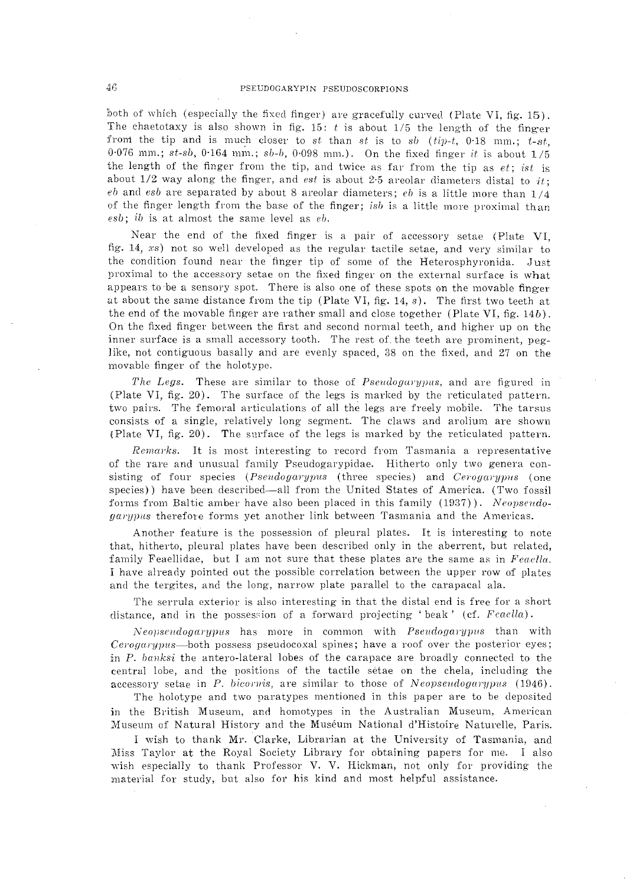both of which (especially the fixed finger) are gracefully curved (Plate VI, fig. 15). The chaetotaxy is also shown in fig. 15: *t* is about 1/5 the length of the finger from the tip and is much closer to *st* than *st* is to *sb* (*tip-t*, 0·18 mm.; *t-st*, 0·076 mm.; *st-sb*, 0·164 mm.; *sb-b*, 0·098 mm.). On the fixed finger *it* is about 1/5 the length of the finger from the tip, and twice as far from the tip as *et*; *ist* is about 1/2 way along the finger, and *est* is about 2·5 areolar diameters distal to *it*; *eb* and *esb* are separated by about 8 areolar diameters; *eb* is a little more than 1/4 of the finger length from the base of the finger; *isb* is a little more proximal than *esb*; *ib* is at almost the same level as *eb*.

Near the end of the fixed finger is a pair of accessory setae (Plate VI, fig. 14, *xs*) not so well developed as the regular tactile setae, and very similar to the condition found near the finger tip of some of the Heterosphyronida. Just proximal to the accessory setae on the fixed finger on the external surface is what appears to be a sensory spot. There is also one of these spots on the movable finger at about the same distance from the tip (Plate VI, fig. 14, *s*). The first two teeth at the end of the movable finger are rather small and close together (Plate VI, fig. 14*b*). On the fixed finger between the first and second normal teeth, and higher up on the inner surface is a small accessory tooth. The rest of the teeth are prominent, peg-like, not contiguous basally and are evenly spaced, 38 on the fixed, and 27 on the movable finger of the holotype.

*The Legs.* These are similar to those of *Pseudogarypus*, and are figured in (Plate VI, fig. 20). The surface of the legs is marked by the reticulated pattern. two pairs. The femoral articulations of all the legs are freely mobile. The tarsus consists of a single, relatively long segment. The claws and arolium are shown (Plate VI, fig. 20). The surface of the legs is marked by the reticulated pattern.

*Remarks.* It is most interesting to record from Tasmania a representative of the rare and unusual family Pseudogarypidae. Hitherto only two genera consisting of four species (*Pseudogarypus* (three species) and *Cerogarypus* (one species)) have been described—all from the United States of America. (Two fossil forms from Baltic amber have also been placed in this family (1937)). *Neopseudogarypus* therefore forms yet another link between Tasmania and the Americas.

Another feature is the possession of pleural plates. It is interesting to note that, hitherto, pleural plates have been described only in the aberrent, but related, family Feaellidae, but I am not sure that these plates are the same as in *Feaella*. I have already pointed out the possible correlation between the upper row of plates and the tergites, and the long, narrow plate parallel to the carapacal ala.

The serrula exterior is also interesting in that the distal end is free for a short distance, and in the possession of a forward projecting 'beak' (cf. *Feaella*).

*Neopseudogarypus* has more in common with *Pseudogarypus* than with *Cerogarypus*—both possess pseudocoxal spines; have a roof over the posterior eyes; in *P. banksi* the antero-lateral lobes of the carapace are broadly connected to the central lobe, and the positions of the tactile setae on the chela, including the accessory setae in *P. bicornis*, are similar to those of *Neopseudogarypus* (1946).

The holotype and two paratypes mentioned in this paper are to be deposited in the British Museum, and homotypes in the Australian Museum, American Museum of Natural History and the Muséum National d'Histoire Naturelle, Paris.

I wish to thank Mr. Clarke, Librarian at the University of Tasmania, and Miss Taylor at the Royal Society Library for obtaining papers for me. I also wish especially to thank Professor V. V. Hickman, not only for providing the material for study, but also for his kind and most helpful assistance.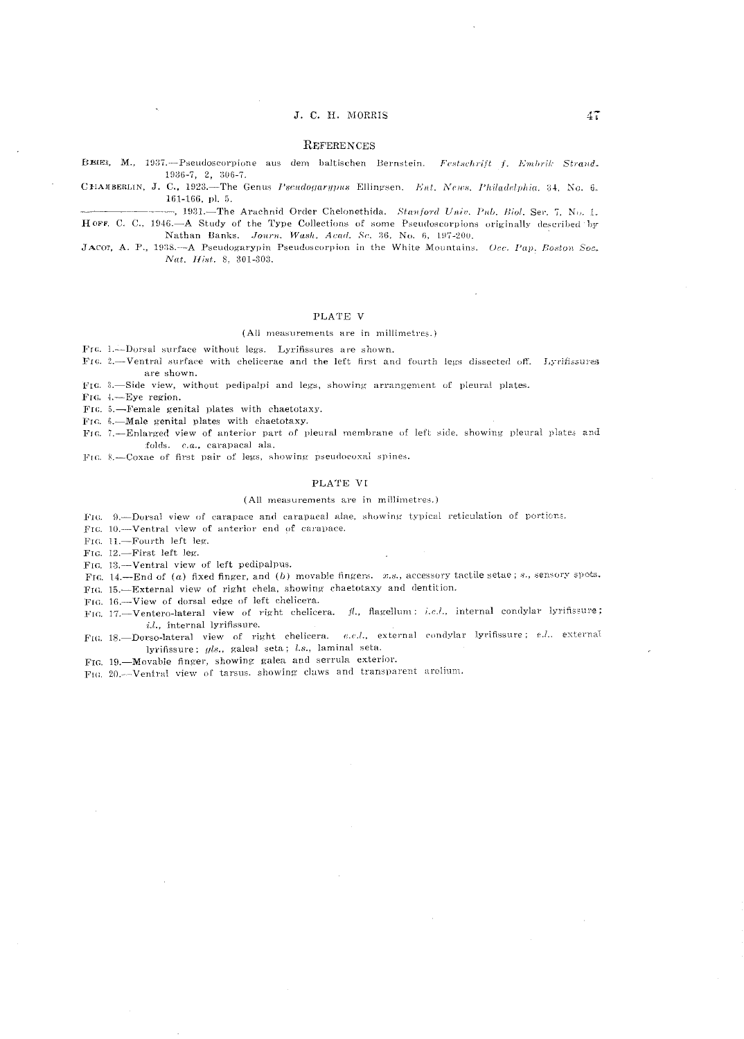## References

Beier, M., 1937.—Pseudoscorpione aus dem baltischen Bernstein. *Festschrift f. Embrik Strand.* 1936-7, 2, 306-7.

Chamberlin, J. C., 1923.—The Genus *Pseudogarypus* Ellingsen. *Ent. News. Philadelphia.* 34, No. 6. 161-166, pl. 5.

——————, 1931.—The Arachnid Order Chelonethida. *Stanford Univ. Pub. Biol.* Ser. 7, No. 1.

Hoff, C. C., 1946.—A Study of the Type Collections of some Pseudoscorpions originally described by Nathan Banks. *Journ. Wash. Acad. Sc.* 36, No. 6, 197-200.

Jacot, A. P., 1938.—A Pseudogarypin Pseudoscorpion in the White Mountains. *Occ. Pap. Boston Soc. Nat. Hist.* 8, 301-303.

## PLATE V

(All measurements are in millimetres.)

Fig. 1.—Dorsal surface without legs. Lyrifissures are shown.

Fig. 2.—Ventral surface with chelicerae and the left first and fourth legs dissected off. Lyrifissures are shown.

Fig. 3.—Side view, without pedipalpi and legs, showing arrangement of pleural plates.

Fig. 4.—Eye region.

Fig. 5.—Female genital plates with chaetotaxy.

Fig. 6.—Male genital plates with chaetotaxy.

Fig. 7.—Enlarged view of anterior part of pleural membrane of left side, showing pleural plates and folds. *c.a.*, carapacal ala.

Fig. 8.—Coxae of first pair of legs, showing pseudocoxal spines.

## PLATE VI

(All measurements are in millimetres.)

Fig. 9.—Dorsal view of carapace and carapacal alae, showing typical reticulation of portions.

Fig. 10.—Ventral view of anterior end of carapace.

Fig. 11.—Fourth left leg.

Fig. 12.—First left leg.

Fig. 13.—Ventral view of left pedipalpus.

Fig. 14.—End of (*a*) fixed finger, and (*b*) movable fingers. *a.s.*, accessory tactile setae; *s.*, sensory spots.

Fig. 15.—External view of right chela, showing chaetotaxy and dentition.

Fig. 16.—View of dorsal edge of left chelicera.

Fig. 17.—Ventero-lateral view of right chelicera. *fl.*, flagellum; *i.c.l.*, internal condylar lyrifissure; *i.l.*, internal lyrifissure.

Fig. 18.—Dorso-lateral view of right chelicera. *e.c.l.*, external condylar lyrifissure; *e.l.*, external lyrifissure; *gls.*, galeal seta; *l.s.*, laminal seta.

Fig. 19.—Movable finger, showing galea and serrula exterior.

Fig. 20.—Ventral view of tarsus, showing claws and transparent arolium.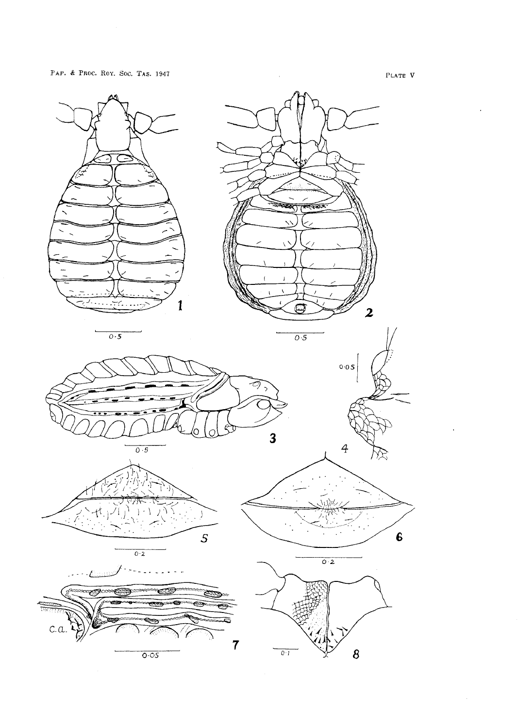PLATE V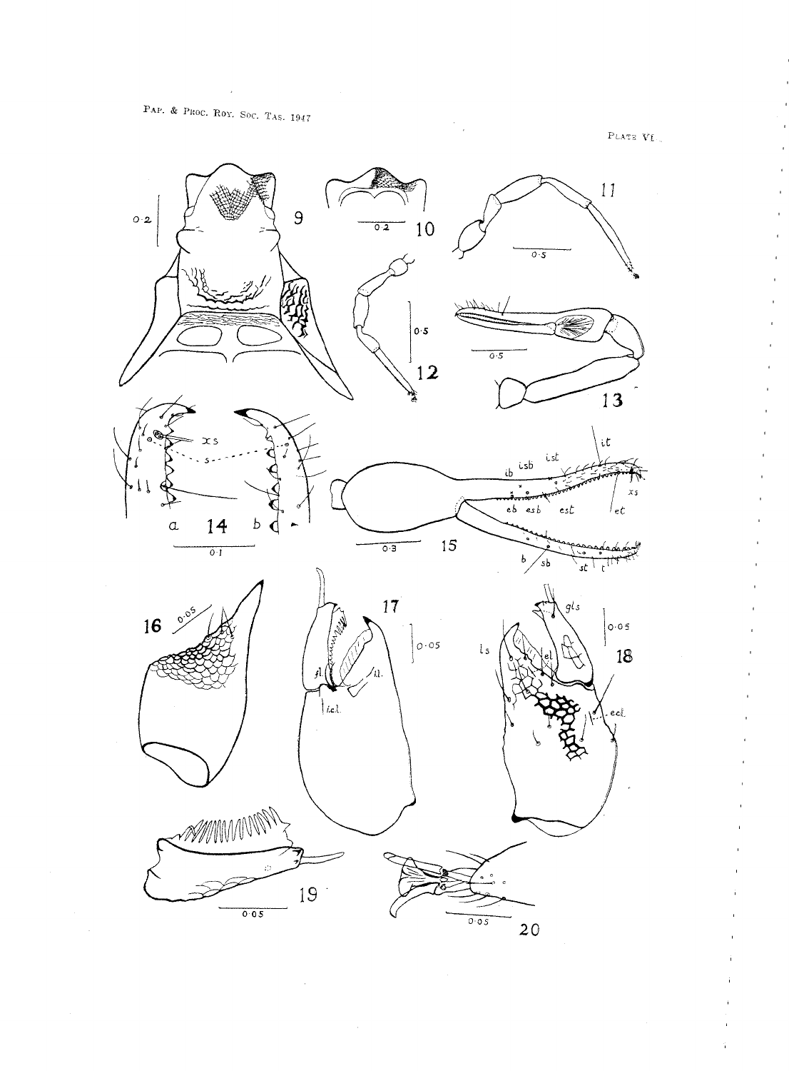PLATE VI